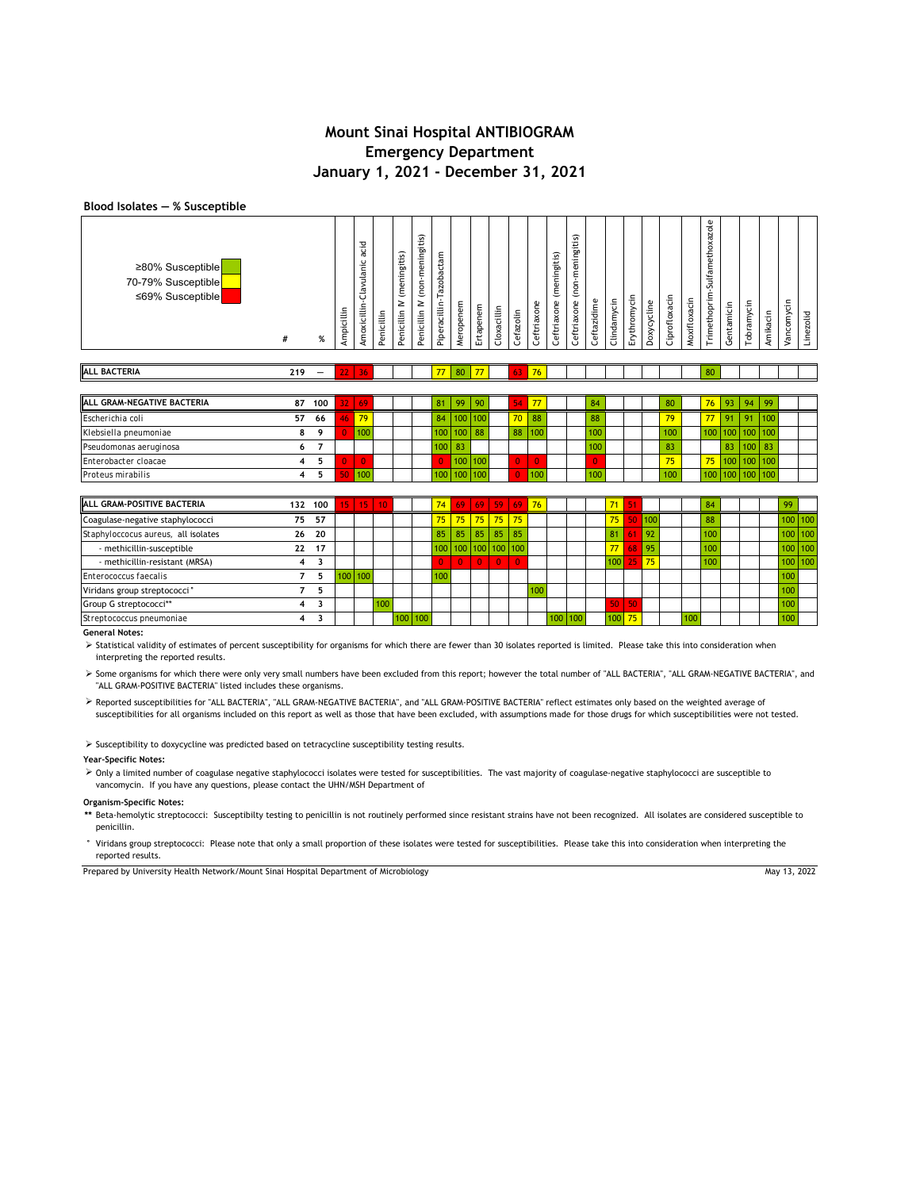# Mount Sinai Hospital ANTIBIOGRAM
## Emergency Department
## January 1, 2021 - December 31, 2021

**Blood Isolates — % Susceptible**

Legend: ≥80% Susceptible (green); 70-79% Susceptible (yellow); ≤69% Susceptible (red)

| Organism | # | % | Ampicillin | Amoxicillin-Clavulanic acid | Penicillin | Penicillin IV (meningitis) | Penicillin IV (non-meningitis) | Piperacillin-Tazobactam | Meropenem | Ertapenem | Cloxacillin | Cefazolin | Ceftriaxone | Ceftriaxone (meningitis) | Ceftriaxone (non-meningitis) | Ceftazidime | Clindamycin | Erythromycin | Doxycycline | Ciprofloxacin | Moxifloxacin | Trimethoprim-Sulfamethoxazole | Gentamicin | Tobramycin | Amikacin | Vancomycin | Linezolid |
|---|---|---|---|---|---|---|---|---|---|---|---|---|---|---|---|---|---|---|---|---|---|---|---|---|---|---|---|
| **ALL BACTERIA** | 219 | — | 22 | 36 | | | | 77 | 80 | 77 | | 63 | 76 | | | | | | | | | 80 | | | | | |
| **ALL GRAM-NEGATIVE BACTERIA** | 87 | 100 | 32 | 69 | | | | 81 | 99 | 90 | | 54 | 77 | | | 84 | | | | 80 | | 76 | 93 | 94 | 99 | | |
| Escherichia coli | 57 | 66 | 46 | 79 | | | | 84 | 100 | 100 | | 70 | 88 | | | 88 | | | | 79 | | 77 | 91 | 91 | 100 | | |
| Klebsiella pneumoniae | 8 | 9 | 0 | 100 | | | | 100 | 100 | 88 | | 88 | 100 | | | 100 | | | | 100 | | 100 | 100 | 100 | 100 | | |
| Pseudomonas aeruginosa | 6 | 7 | | | | | | 100 | 83 | | | | | | | 100 | | | | 83 | | | 83 | 100 | 83 | | |
| Enterobacter cloacae | 4 | 5 | 0 | 0 | | | | 0 | 100 | 100 | | 0 | 0 | | | 0 | | | | 75 | | 75 | 100 | 100 | 100 | | |
| Proteus mirabilis | 4 | 5 | 50 | 100 | | | | 100 | 100 | 100 | | 0 | 100 | | | 100 | | | | 100 | | 100 | 100 | 100 | 100 | | |
| **ALL GRAM-POSITIVE BACTERIA** | 132 | 100 | 15 | 15 | 10 | | | 74 | 69 | 69 | 59 | 69 | 76 | | | | 71 | 51 | | | | 84 | | | | 99 | |
| Coagulase-negative staphylococci | 75 | 57 | | | | | | 75 | 75 | 75 | 75 | 75 | | | | | 75 | 50 | 100 | | | 88 | | | | 100 | 100 |
| Staphyloccocus aureus, all isolates | 26 | 20 | | | | | | 85 | 85 | 85 | 85 | 85 | | | | | 81 | 61 | 92 | | | 100 | | | | 100 | 100 |
| - methicillin-susceptible | 22 | 17 | | | | | | 100 | 100 | 100 | 100 | 100 | | | | | 77 | 68 | 95 | | | 100 | | | | 100 | 100 |
| - methicillin-resistant (MRSA) | 4 | 3 | | | | | | 0 | 0 | 0 | 0 | 0 | | | | | 100 | 25 | 75 | | | 100 | | | | 100 | 100 |
| Enterococcus faecalis | 7 | 5 | 100 | 100 | | | | 100 | | | | | | | | | | | | | | | | | | 100 | |
| Viridans group streptococci* | 7 | 5 | | | | | | | | | | | 100 | | | | | | | | | | | | | 100 | |
| Group G streptococci** | 4 | 3 | | | 100 | | | | | | | | | | | | 50 | 50 | | | | | | | | 100 | |
| Streptococcus pneumoniae | 4 | 3 | | | | 100 | 100 | | | | | | | 100 | 100 | | 100 | 75 | | | 100 | | | | | 100 | |

**General Notes:**

- Statistical validity of estimates of percent susceptibility for organisms for which there are fewer than 30 isolates reported is limited. Please take this into consideration when interpreting the reported results.
- Some organisms for which there were only very small numbers have been excluded from this report; however the total number of "ALL BACTERIA", "ALL GRAM-NEGATIVE BACTERIA", and "ALL GRAM-POSITIVE BACTERIA" listed includes these organisms.
- Reported susceptibilities for "ALL BACTERIA", "ALL GRAM-NEGATIVE BACTERIA", and "ALL GRAM-POSITIVE BACTERIA" reflect estimates only based on the weighted average of susceptibilities for all organisms included on this report as well as those that have been excluded, with assumptions made for those drugs for which susceptibilities were not tested.
- Susceptibility to doxycycline was predicted based on tetracycline susceptibility testing results.

**Year-Specific Notes:**

- Only a limited number of coagulase negative staphylococci isolates were tested for susceptibilities. The vast majority of coagulase-negative staphylococci are susceptible to vancomycin. If you have any questions, please contact the UHN/MSH Department of

**Organism-Specific Notes:**

** Beta-hemolytic streptococci: Susceptibilty testing to penicillin is not routinely performed since resistant strains have not been recognized. All isolates are considered susceptible to penicillin.

* Viridans group streptococci: Please note that only a small proportion of these isolates were tested for susceptibilities. Please take this into consideration when interpreting the reported results.

Prepared by University Health Network/Mount Sinai Hospital Department of Microbiology — May 13, 2022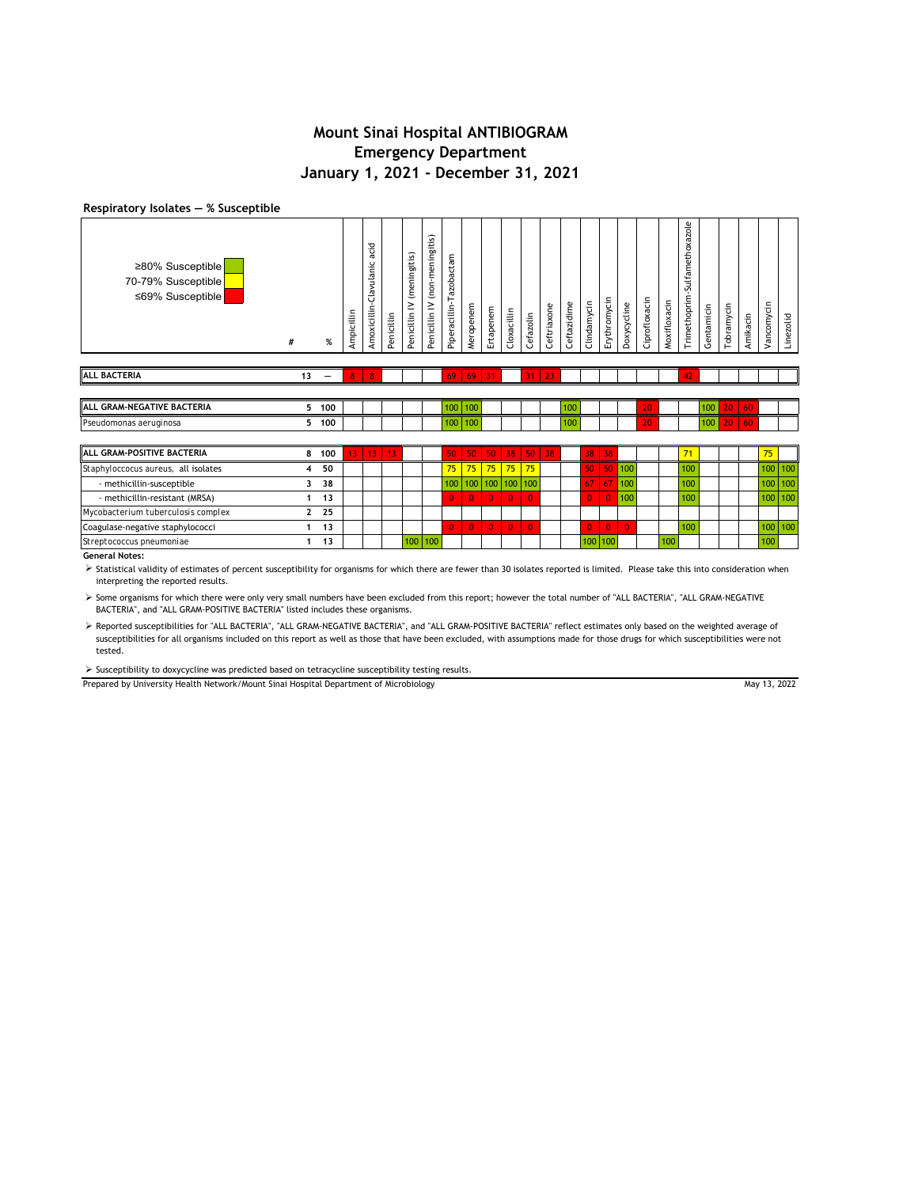# Mount Sinai Hospital ANTIBIOGRAM
## Emergency Department
## January 1, 2021 - December 31, 2021

**Respiratory Isolates — % Susceptible**

Legend:
- ≥80% Susceptible (green)
- 70-79% Susceptible (yellow)
- ≤69% Susceptible (red)

| | # | % | Ampicillin | Amoxicillin-Clavulanic acid | Penicillin | Penicillin IV (meningitis) | Penicillin IV (non-meningitis) | Piperacillin-Tazobactam | Meropenem | Ertapenem | Cloxacillin | Cefazolin | Ceftriaxone | Ceftazidime | Clindamycin | Erythromycin | Doxycycline | Ciprofloxacin | Moxifloxacin | Trimethoprim-Sulfamethoxazole | Gentamicin | Tobramycin | Amikacin | Vancomycin | Linezolid |
|---|---|---|---|---|---|---|---|---|---|---|---|---|---|---|---|---|---|---|---|---|---|---|---|---|---|
| **ALL BACTERIA** | 13 | — | 8 | 8 | | | | 69 | 69 | 31 | | 31 | 23 | | | | | | | 42 | | | | | |
| **ALL GRAM-NEGATIVE BACTERIA** | 5 | 100 | | | | | | 100 | 100 | | | | | 100 | | | | 20 | | | 100 | 20 | 60 | | |
| Pseudomonas aeruginosa | 5 | 100 | | | | | | 100 | 100 | | | | | 100 | | | | 20 | | | 100 | 20 | 60 | | |
| **ALL GRAM-POSITIVE BACTERIA** | 8 | 100 | 13 | 13 | 13 | | | 50 | 50 | 50 | 38 | 50 | 38 | | 38 | 38 | | | | 71 | | | | 75 | |
| Staphyloccocus aureus, all isolates | 4 | 50 | | | | | | 75 | 75 | 75 | 75 | 75 | | | 50 | 50 | 100 | | | 100 | | | | 100 | 100 |
| - methicillin-susceptible | 3 | 38 | | | | | | 100 | 100 | 100 | 100 | 100 | | | 67 | 67 | 100 | | | 100 | | | | 100 | 100 |
| - methicillin-resistant (MRSA) | 1 | 13 | | | | | | 0 | 0 | 0 | 0 | 0 | | | 0 | 0 | 100 | | | 100 | | | | 100 | 100 |
| Mycobacterium tuberculosis complex | 2 | 25 | | | | | | | | | | | | | | | | | | | | | | | |
| Coagulase-negative staphylococci | 1 | 13 | | | | | | 0 | 0 | 0 | 0 | 0 | | | 0 | 0 | 0 | | | 100 | | | | 100 | 100 |
| Streptococcus pneumoniae | 1 | 13 | | | | 100 | 100 | | | | | | | | 100 | 100 | | | 100 | | | | | 100 | |

**General Notes:**

- Statistical validity of estimates of percent susceptibility for organisms for which there are fewer than 30 isolates reported is limited. Please take this into consideration when interpreting the reported results.
- Some organisms for which there were only very small numbers have been excluded from this report; however the total number of "ALL BACTERIA", "ALL GRAM-NEGATIVE BACTERIA", and "ALL GRAM-POSITIVE BACTERIA" listed includes these organisms.
- Reported susceptibilities for "ALL BACTERIA", "ALL GRAM-NEGATIVE BACTERIA", and "ALL GRAM-POSITIVE BACTERIA" reflect estimates only based on the weighted average of susceptibilities for all organisms included on this report as well as those that have been excluded, with assumptions made for those drugs for which susceptibilities were not tested.
- Susceptibility to doxycycline was predicted based on tetracycline susceptibility testing results.

Prepared by University Health Network/Mount Sinai Hospital Department of Microbiology — May 13, 2022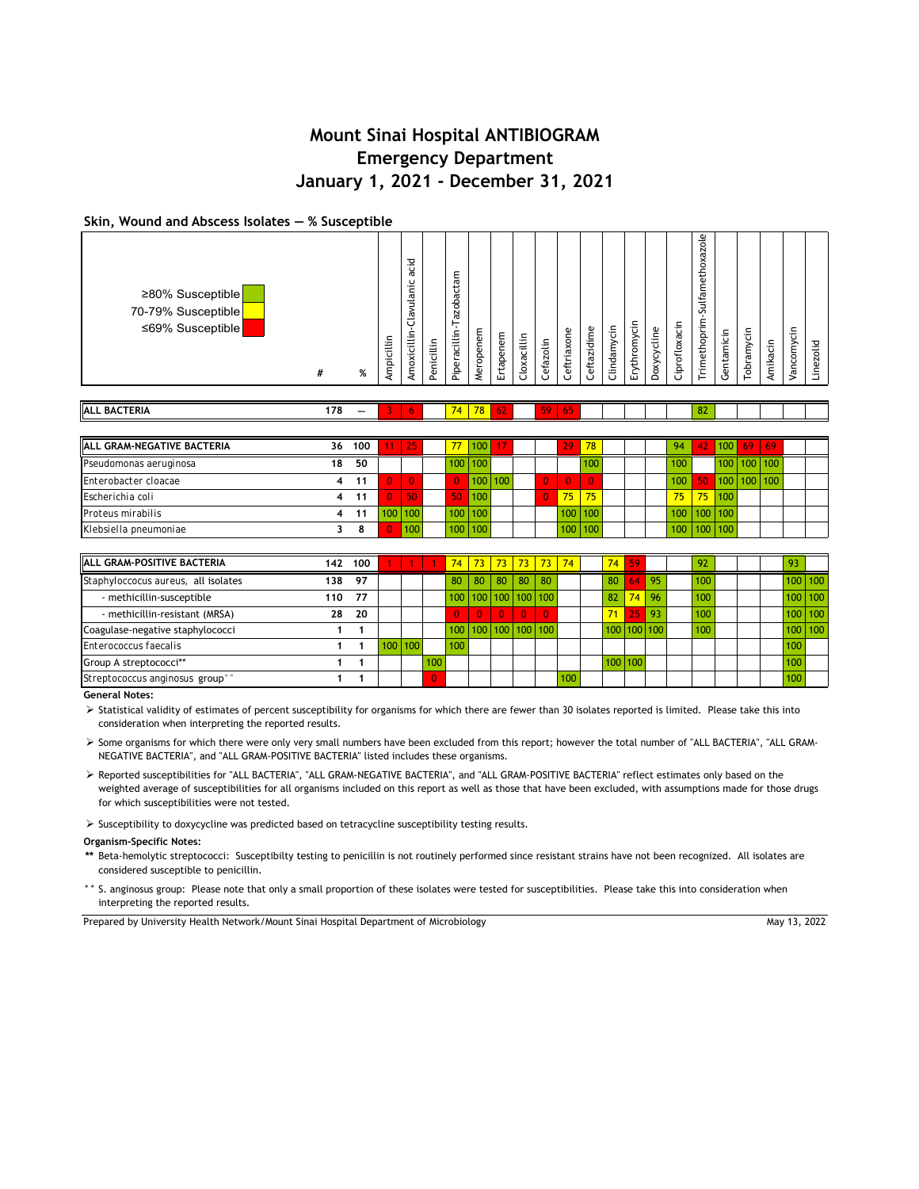# Mount Sinai Hospital ANTIBIOGRAM
# Emergency Department
# January 1, 2021 - December 31, 2021

## Skin, Wound and Abscess Isolates — % Susceptible

Legend: ≥80% Susceptible (green); 70-79% Susceptible (yellow); ≤69% Susceptible (red)

| | # | % | Ampicillin | Amoxicillin-Clavulanic acid | Penicillin | Piperacillin-Tazobactam | Meropenem | Ertapenem | Cloxacillin | Cefazolin | Ceftriaxone | Ceftazidime | Clindamycin | Erythromycin | Doxycycline | Ciprofloxacin | Trimethoprim-Sulfamethoxazole | Gentamicin | Tobramycin | Amikacin | Vancomycin | Linezolid |
|---|---|---|---|---|---|---|---|---|---|---|---|---|---|---|---|---|---|---|---|---|---|---|
| **ALL BACTERIA** | 178 | — | 3 | 6 | | 74 | 78 | 62 | | 59 | 65 | | | | | | 82 | | | | | |
| **ALL GRAM-NEGATIVE BACTERIA** | 36 | 100 | 11 | 25 | | 77 | 100 | 17 | | | 29 | 78 | | | | 94 | 42 | 100 | 69 | 69 | | |
| Pseudomonas aeruginosa | 18 | 50 | | | | 100 | 100 | | | | | 100 | | | | 100 | | 100 | 100 | 100 | | |
| Enterobacter cloacae | 4 | 11 | 0 | 0 | | 0 | 100 | 100 | | 0 | 0 | 0 | | | | 100 | 50 | 100 | 100 | 100 | | |
| Escherichia coli | 4 | 11 | 0 | 50 | | 50 | 100 | | | 0 | 75 | 75 | | | | 75 | 75 | 100 | | | | |
| Proteus mirabilis | 4 | 11 | 100 | 100 | | 100 | 100 | | | | 100 | 100 | | | | 100 | 100 | 100 | | | | |
| Klebsiella pneumoniae | 3 | 8 | 0 | 100 | | 100 | 100 | | | | 100 | 100 | | | | 100 | 100 | 100 | | | | |
| **ALL GRAM-POSITIVE BACTERIA** | 142 | 100 | 1 | 1 | 1 | 74 | 73 | 73 | 73 | 73 | 74 | | 74 | 59 | | | 92 | | | | 93 | |
| Staphyloccocus aureus, all isolates | 138 | 97 | | | | 80 | 80 | 80 | 80 | 80 | | | 80 | 64 | 95 | | 100 | | | | 100 | 100 |
| - methicillin-susceptible | 110 | 77 | | | | 100 | 100 | 100 | 100 | 100 | | | 82 | 74 | 96 | | 100 | | | | 100 | 100 |
| - methicillin-resistant (MRSA) | 28 | 20 | | | | 0 | 0 | 0 | 0 | 0 | | | 71 | 25 | 93 | | 100 | | | | 100 | 100 |
| Coagulase-negative staphylococci | 1 | 1 | | | | 100 | 100 | 100 | 100 | 100 | | | 100 | 100 | 100 | | 100 | | | | 100 | 100 |
| Enterococcus faecalis | 1 | 1 | 100 | 100 | | 100 | | | | | | | | | | | | | | | 100 | |
| Group A streptococci** | 1 | 1 | | | 100 | | | | | | | | 100 | 100 | | | | | | | 100 | |
| Streptococcus anginosus group°° | 1 | 1 | | | 0 | | | | | | 100 | | | | | | | | | | 100 | |

**General Notes:**

- Statistical validity of estimates of percent susceptibility for organisms for which there are fewer than 30 isolates reported is limited. Please take this into consideration when interpreting the reported results.
- Some organisms for which there were only very small numbers have been excluded from this report; however the total number of "ALL BACTERIA", "ALL GRAM-NEGATIVE BACTERIA", and "ALL GRAM-POSITIVE BACTERIA" listed includes these organisms.
- Reported susceptibilities for "ALL BACTERIA", "ALL GRAM-NEGATIVE BACTERIA", and "ALL GRAM-POSITIVE BACTERIA" reflect estimates only based on the weighted average of susceptibilities for all organisms included on this report as well as those that have been excluded, with assumptions made for those drugs for which susceptibilities were not tested.
- Susceptibility to doxycycline was predicted based on tetracycline susceptibility testing results.

**Organism-Specific Notes:**

** Beta-hemolytic streptococci: Susceptibilty testing to penicillin is not routinely performed since resistant strains have not been recognized. All isolates are considered susceptible to penicillin.

°° S. anginosus group: Please note that only a small proportion of these isolates were tested for susceptibilities. Please take this into consideration when interpreting the reported results.

Prepared by University Health Network/Mount Sinai Hospital Department of Microbiology — May 13, 2022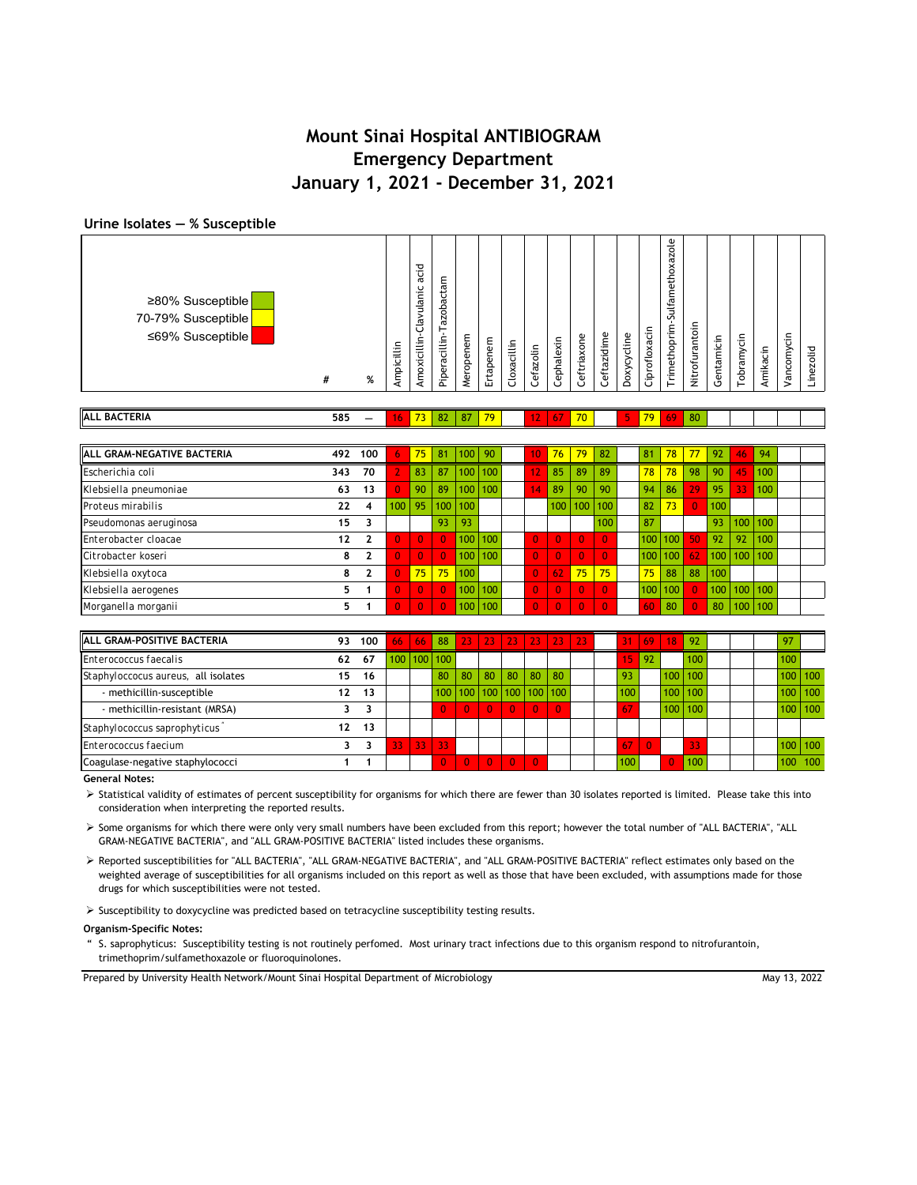# Mount Sinai Hospital ANTIBIOGRAM
# Emergency Department
# January 1, 2021 - December 31, 2021

## Urine Isolates — % Susceptible

≥80% Susceptible
70-79% Susceptible
≤69% Susceptible

| | # | % | Ampicillin | Amoxicillin-Clavulanic acid | Piperacillin-Tazobactam | Meropenem | Ertapenem | Cloxacillin | Cefazolin | Cephalexin | Ceftriaxone | Ceftazidime | Doxycycline | Ciprofloxacin | Trimethoprim-Sulfamethoxazole | Nitrofurantoin | Gentamicin | Tobramycin | Amikacin | Vancomycin | Linezolid |
|---|---|---|---|---|---|---|---|---|---|---|---|---|---|---|---|---|---|---|---|---|---|
| **ALL BACTERIA** | **585** | — | 16 | 73 | 82 | 87 | 79 | | 12 | 67 | 70 | | 5 | 79 | 69 | 80 | | | | | |
| **ALL GRAM-NEGATIVE BACTERIA** | **492** | **100** | 6 | 75 | 81 | 100 | 90 | | 10 | 76 | 79 | 82 | | 81 | 78 | 77 | 92 | 46 | 94 | | |
| Escherichia coli | **343** | **70** | 2 | 83 | 87 | 100 | 100 | | 12 | 85 | 89 | 89 | | 78 | 78 | 98 | 90 | 45 | 100 | | |
| Klebsiella pneumoniae | **63** | **13** | 0 | 90 | 89 | 100 | 100 | | 14 | 89 | 90 | 90 | | 94 | 86 | 29 | 95 | 33 | 100 | | |
| Proteus mirabilis | **22** | **4** | 100 | 95 | 100 | 100 | | | | 100 | 100 | 100 | | 82 | 73 | 0 | 100 | | | | |
| Pseudomonas aeruginosa | **15** | **3** | | | 93 | 93 | | | | | | 100 | | 87 | | | 93 | 100 | 100 | | |
| Enterobacter cloacae | **12** | **2** | 0 | 0 | 0 | 100 | 100 | | 0 | 0 | 0 | 0 | | 100 | 100 | 50 | 92 | 92 | 100 | | |
| Citrobacter koseri | **8** | **2** | 0 | 0 | 0 | 100 | 100 | | 0 | 0 | 0 | 0 | | 100 | 100 | 62 | 100 | 100 | 100 | | |
| Klebsiella oxytoca | **8** | **2** | 0 | 75 | 75 | 100 | | | 0 | 62 | 75 | 75 | | 75 | 88 | 88 | 100 | | | | |
| Klebsiella aerogenes | **5** | **1** | 0 | 0 | 0 | 100 | 100 | | 0 | 0 | 0 | 0 | | 100 | 100 | 0 | 100 | 100 | 100 | | |
| Morganella morganii | **5** | **1** | 0 | 0 | 0 | 100 | 100 | | 0 | 0 | 0 | 0 | | 60 | 80 | 0 | 80 | 100 | 100 | | |
| **ALL GRAM-POSITIVE BACTERIA** | **93** | **100** | 66 | 66 | 88 | 23 | 23 | 23 | 23 | 23 | 23 | | 31 | 69 | 18 | 92 | | | | 97 | |
| Enterococcus faecalis | **62** | **67** | 100 | 100 | 100 | | | | | | | | 15 | 92 | | 100 | | | | 100 | |
| Staphyloccocus aureus, all isolates | **15** | **16** | | | 80 | 80 | 80 | 80 | 80 | 80 | | | 93 | | 100 | 100 | | | | 100 | 100 |
| - methicillin-susceptible | **12** | **13** | | | 100 | 100 | 100 | 100 | 100 | 100 | | | 100 | | 100 | 100 | | | | 100 | 100 |
| - methicillin-resistant (MRSA) | **3** | **3** | | | 0 | 0 | 0 | 0 | 0 | 0 | | | 67 | | 100 | 100 | | | | 100 | 100 |
| Staphyloccocus saprophyticus" | **12** | **13** | | | | | | | | | | | | | | | | | | | |
| Enterococcus faecium | **3** | **3** | 33 | 33 | 33 | | | | | | | | 67 | 0 | | 33 | | | | 100 | 100 |
| Coagulase-negative staphylococci | **1** | **1** | | | 0 | 0 | 0 | 0 | 0 | | | | 100 | | 0 | 100 | | | | 100 | 100 |

**General Notes:**

- Statistical validity of estimates of percent susceptibility for organisms for which there are fewer than 30 isolates reported is limited. Please take this into consideration when interpreting the reported results.
- Some organisms for which there were only very small numbers have been excluded from this report; however the total number of "ALL BACTERIA", "ALL GRAM-NEGATIVE BACTERIA", and "ALL GRAM-POSITIVE BACTERIA" listed includes these organisms.
- Reported susceptibilities for "ALL BACTERIA", "ALL GRAM-NEGATIVE BACTERIA", and "ALL GRAM-POSITIVE BACTERIA" reflect estimates only based on the weighted average of susceptibilities for all organisms included on this report as well as those that have been excluded, with assumptions made for those drugs for which susceptibilities were not tested.
- Susceptibility to doxycycline was predicted based on tetracycline susceptibility testing results.

**Organism-Specific Notes:**

" S. saprophyticus: Susceptibility testing is not routinely perfomed. Most urinary tract infections due to this organism respond to nitrofurantoin, trimethoprim/sulfamethoxazole or fluoroquinolones.

Prepared by University Health Network/Mount Sinai Hospital Department of Microbiology — May 13, 2022